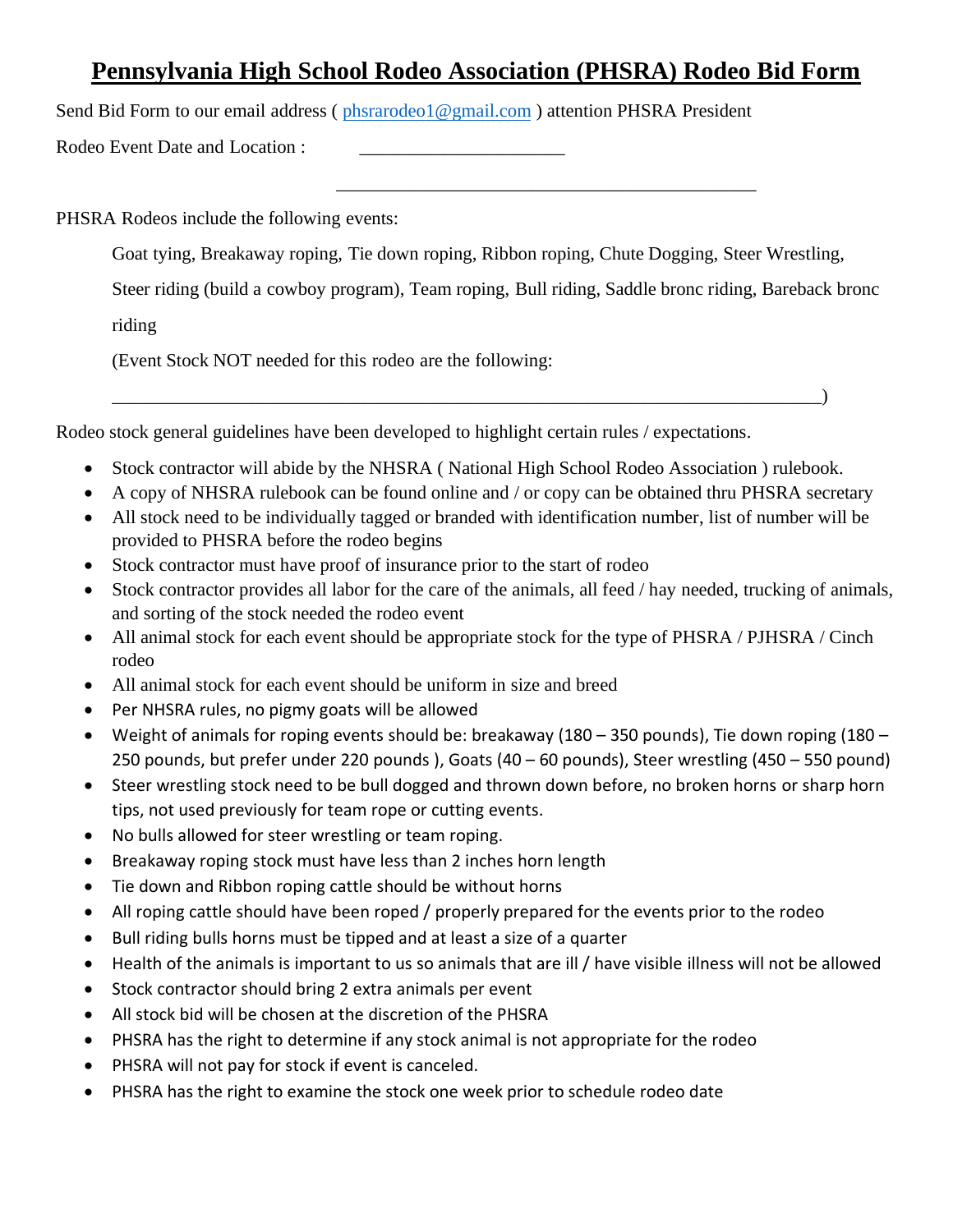# Pennsylvania High School Rodeo Association (PHSRA) Rodeo Bid Form

Send Bid Form to our email address ( phsrarodeo1@gmail.com ) attention PHSRA President

Rodeo Event Date and Location : ______________________

_____________________________________________

PHSRA Rodeos include the following events:

Goat tying, Breakaway roping, Tie down roping, Ribbon roping, Chute Dogging, Steer Wrestling, Steer riding (build a cowboy program), Team roping, Bull riding, Saddle bronc riding, Bareback bronc riding

(Event Stock NOT needed for this rodeo are the following:

______________________________________________________________________________)

Rodeo stock general guidelines have been developed to highlight certain rules / expectations.

- Stock contractor will abide by the NHSRA ( National High School Rodeo Association ) rulebook.
- A copy of NHSRA rulebook can be found online and / or copy can be obtained thru PHSRA secretary
- All stock need to be individually tagged or branded with identification number, list of number will be provided to PHSRA before the rodeo begins
- Stock contractor must have proof of insurance prior to the start of rodeo
- Stock contractor provides all labor for the care of the animals, all feed / hay needed, trucking of animals, and sorting of the stock needed the rodeo event
- All animal stock for each event should be appropriate stock for the type of PHSRA / PJHSRA / Cinch rodeo
- All animal stock for each event should be uniform in size and breed
- Per NHSRA rules, no pigmy goats will be allowed
- Weight of animals for roping events should be: breakaway (180 – 350 pounds), Tie down roping (180 – 250 pounds, but prefer under 220 pounds ), Goats (40 – 60 pounds), Steer wrestling (450 – 550 pound)
- Steer wrestling stock need to be bull dogged and thrown down before, no broken horns or sharp horn tips, not used previously for team rope or cutting events.
- No bulls allowed for steer wrestling or team roping.
- Breakaway roping stock must have less than 2 inches horn length
- Tie down and Ribbon roping cattle should be without horns
- All roping cattle should have been roped / properly prepared for the events prior to the rodeo
- Bull riding bulls horns must be tipped and at least a size of a quarter
- Health of the animals is important to us so animals that are ill / have visible illness will not be allowed
- Stock contractor should bring 2 extra animals per event
- All stock bid will be chosen at the discretion of the PHSRA
- PHSRA has the right to determine if any stock animal is not appropriate for the rodeo
- PHSRA will not pay for stock if event is canceled.
- PHSRA has the right to examine the stock one week prior to schedule rodeo date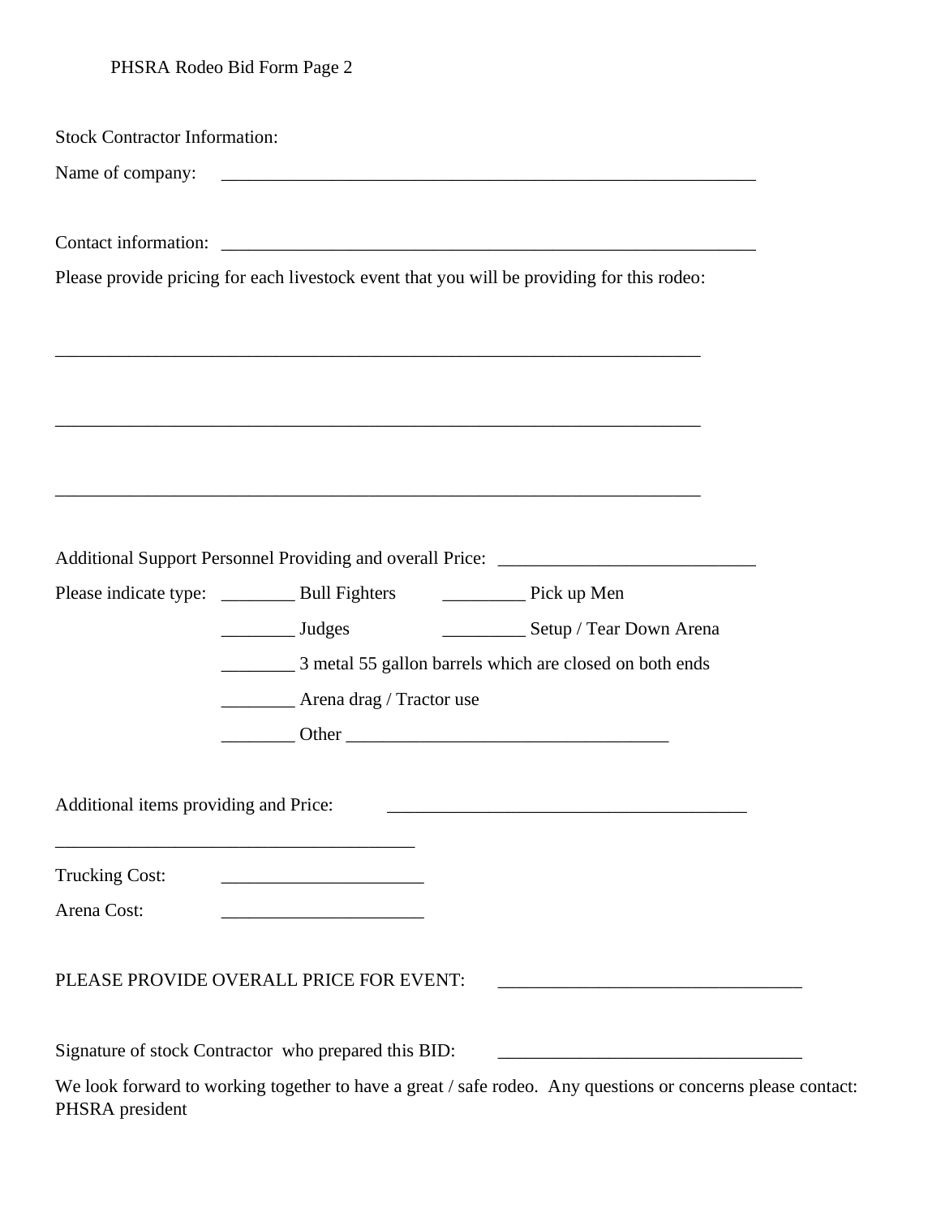PHSRA Rodeo Bid Form Page 2

Stock Contractor Information:

Name of company: ____________________________________________________________

Contact information: ____________________________________________________________

Please provide pricing for each livestock event that you will be providing for this rodeo:

_________________________________________________________________________

_________________________________________________________________________

_________________________________________________________________________

Additional Support Personnel Providing and overall Price: ____________________________

Please indicate type: ________ Bull Fighters _________ Pick up Men

________ Judges _________ Setup / Tear Down Arena

________ 3 metal 55 gallon barrels which are closed on both ends

________ Arena drag / Tractor use

________ Other ___________________________________

Additional items providing and Price: ________________________________________

________________________________________

Trucking Cost: ______________________

Arena Cost: ______________________

PLEASE PROVIDE OVERALL PRICE FOR EVENT: _________________________________

Signature of stock Contractor who prepared this BID: _________________________________

We look forward to working together to have a great / safe rodeo. Any questions or concerns please contact: PHSRA president